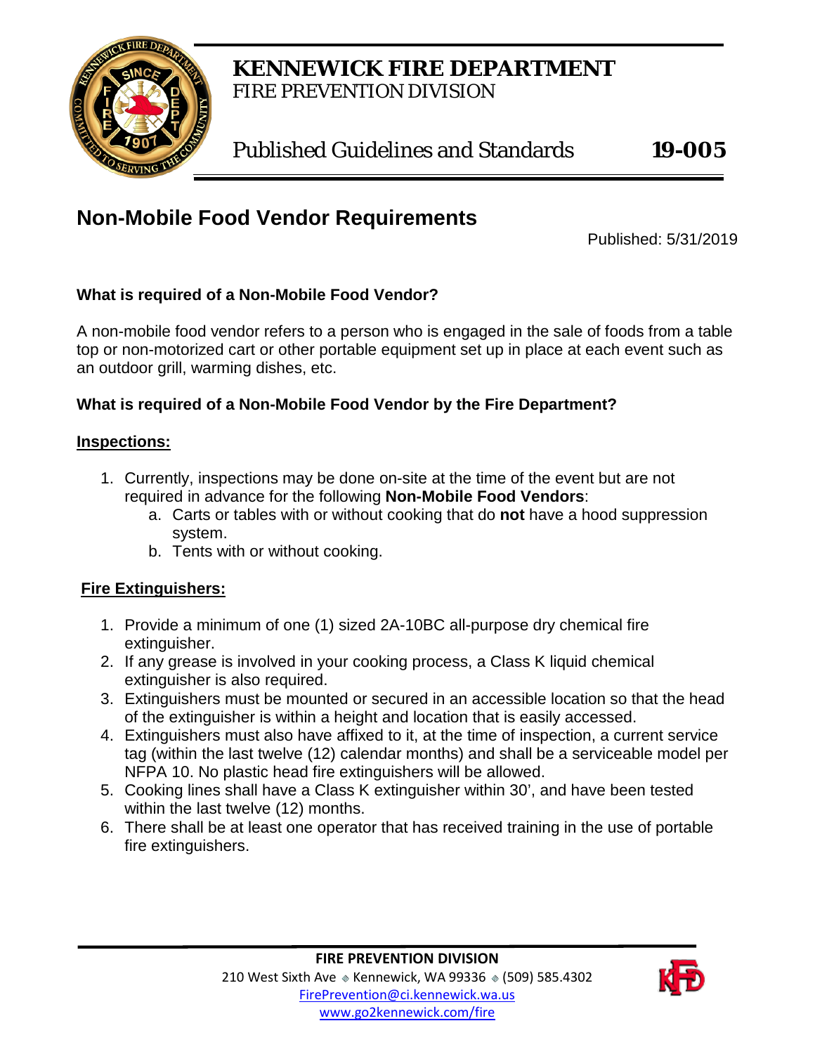# KENNEWICK FIRE DEPARTMENT

FIRE PREVENTION DIVISION

Published Guidelines and Standards **19-005**

## Non-Mobile Food Vendor Requirements

Published: 5/31/2019

### What is required of a Non-Mobile Food Vendor?

A non-mobile food vendor refers to a person who is engaged in the sale of foods from a table top or non-motorized cart or other portable equipment set up in place at each event such as an outdoor grill, warming dishes, etc.

### What is required of a Non-Mobile Food Vendor by the Fire Department?

**Inspections:**

1. Currently, inspections may be done on-site at the time of the event but are not required in advance for the following **Non-Mobile Food Vendors**:
   a. Carts or tables with or without cooking that do **not** have a hood suppression system.
   b. Tents with or without cooking.

**Fire Extinguishers:**

1. Provide a minimum of one (1) sized 2A-10BC all-purpose dry chemical fire extinguisher.
2. If any grease is involved in your cooking process, a Class K liquid chemical extinguisher is also required.
3. Extinguishers must be mounted or secured in an accessible location so that the head of the extinguisher is within a height and location that is easily accessed.
4. Extinguishers must also have affixed to it, at the time of inspection, a current service tag (within the last twelve (12) calendar months) and shall be a serviceable model per NFPA 10. No plastic head fire extinguishers will be allowed.
5. Cooking lines shall have a Class K extinguisher within 30', and have been tested within the last twelve (12) months.
6. There shall be at least one operator that has received training in the use of portable fire extinguishers.

**FIRE PREVENTION DIVISION**
210 West Sixth Ave ◈ Kennewick, WA 99336 ◈ (509) 585.4302
FirePrevention@ci.kennewick.wa.us
www.go2kennewick.com/fire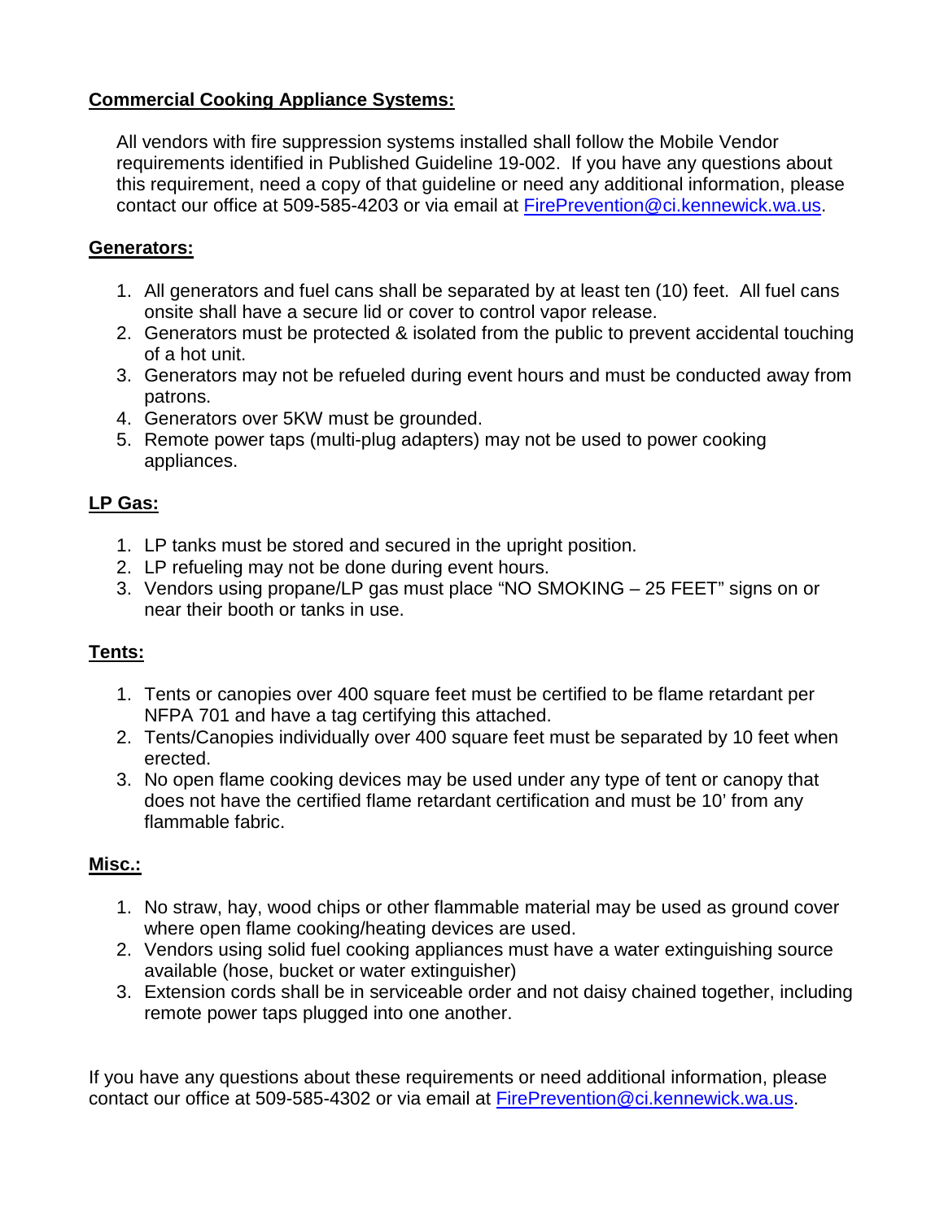**Commercial Cooking Appliance Systems:**

All vendors with fire suppression systems installed shall follow the Mobile Vendor requirements identified in Published Guideline 19-002. If you have any questions about this requirement, need a copy of that guideline or need any additional information, please contact our office at 509-585-4203 or via email at FirePrevention@ci.kennewick.wa.us.

**Generators:**

1. All generators and fuel cans shall be separated by at least ten (10) feet. All fuel cans onsite shall have a secure lid or cover to control vapor release.
2. Generators must be protected & isolated from the public to prevent accidental touching of a hot unit.
3. Generators may not be refueled during event hours and must be conducted away from patrons.
4. Generators over 5KW must be grounded.
5. Remote power taps (multi-plug adapters) may not be used to power cooking appliances.

**LP Gas:**

1. LP tanks must be stored and secured in the upright position.
2. LP refueling may not be done during event hours.
3. Vendors using propane/LP gas must place "NO SMOKING – 25 FEET" signs on or near their booth or tanks in use.

**Tents:**

1. Tents or canopies over 400 square feet must be certified to be flame retardant per NFPA 701 and have a tag certifying this attached.
2. Tents/Canopies individually over 400 square feet must be separated by 10 feet when erected.
3. No open flame cooking devices may be used under any type of tent or canopy that does not have the certified flame retardant certification and must be 10' from any flammable fabric.

**Misc.:**

1. No straw, hay, wood chips or other flammable material may be used as ground cover where open flame cooking/heating devices are used.
2. Vendors using solid fuel cooking appliances must have a water extinguishing source available (hose, bucket or water extinguisher)
3. Extension cords shall be in serviceable order and not daisy chained together, including remote power taps plugged into one another.

If you have any questions about these requirements or need additional information, please contact our office at 509-585-4302 or via email at FirePrevention@ci.kennewick.wa.us.